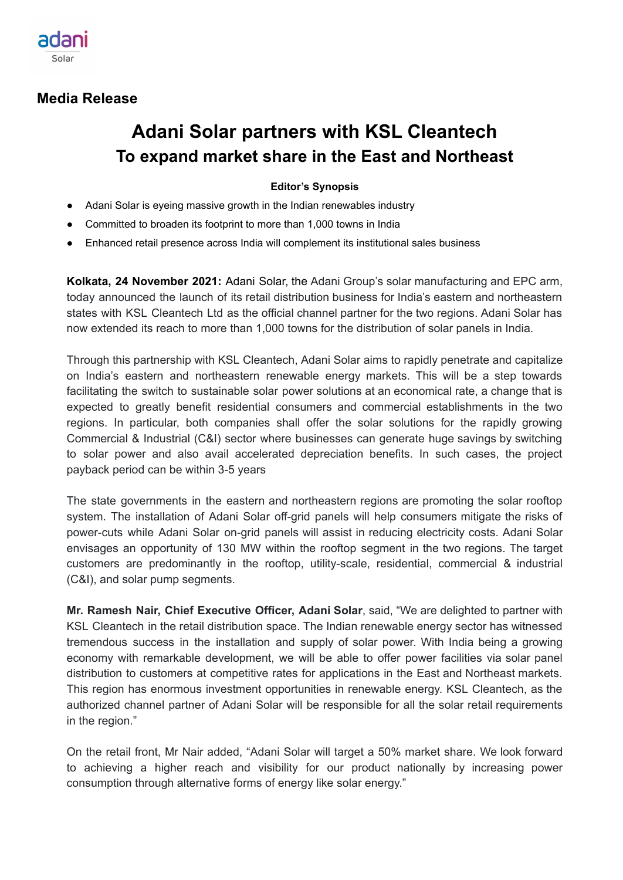adani
Solar

**Media Release**

# Adani Solar partners with KSL Cleantech
## To expand market share in the East and Northeast

**Editor's Synopsis**

- Adani Solar is eyeing massive growth in the Indian renewables industry
- Committed to broaden its footprint to more than 1,000 towns in India
- Enhanced retail presence across India will complement its institutional sales business

**Kolkata, 24 November 2021:** Adani Solar, the Adani Group's solar manufacturing and EPC arm, today announced the launch of its retail distribution business for India's eastern and northeastern states with KSL Cleantech Ltd as the official channel partner for the two regions. Adani Solar has now extended its reach to more than 1,000 towns for the distribution of solar panels in India.

Through this partnership with KSL Cleantech, Adani Solar aims to rapidly penetrate and capitalize on India's eastern and northeastern renewable energy markets. This will be a step towards facilitating the switch to sustainable solar power solutions at an economical rate, a change that is expected to greatly benefit residential consumers and commercial establishments in the two regions. In particular, both companies shall offer the solar solutions for the rapidly growing Commercial & Industrial (C&I) sector where businesses can generate huge savings by switching to solar power and also avail accelerated depreciation benefits. In such cases, the project payback period can be within 3-5 years

The state governments in the eastern and northeastern regions are promoting the solar rooftop system. The installation of Adani Solar off-grid panels will help consumers mitigate the risks of power-cuts while Adani Solar on-grid panels will assist in reducing electricity costs. Adani Solar envisages an opportunity of 130 MW within the rooftop segment in the two regions. The target customers are predominantly in the rooftop, utility-scale, residential, commercial & industrial (C&I), and solar pump segments.

**Mr. Ramesh Nair, Chief Executive Officer, Adani Solar**, said, "We are delighted to partner with KSL Cleantech in the retail distribution space. The Indian renewable energy sector has witnessed tremendous success in the installation and supply of solar power. With India being a growing economy with remarkable development, we will be able to offer power facilities via solar panel distribution to customers at competitive rates for applications in the East and Northeast markets. This region has enormous investment opportunities in renewable energy. KSL Cleantech, as the authorized channel partner of Adani Solar will be responsible for all the solar retail requirements in the region."

On the retail front, Mr Nair added, "Adani Solar will target a 50% market share. We look forward to achieving a higher reach and visibility for our product nationally by increasing power consumption through alternative forms of energy like solar energy."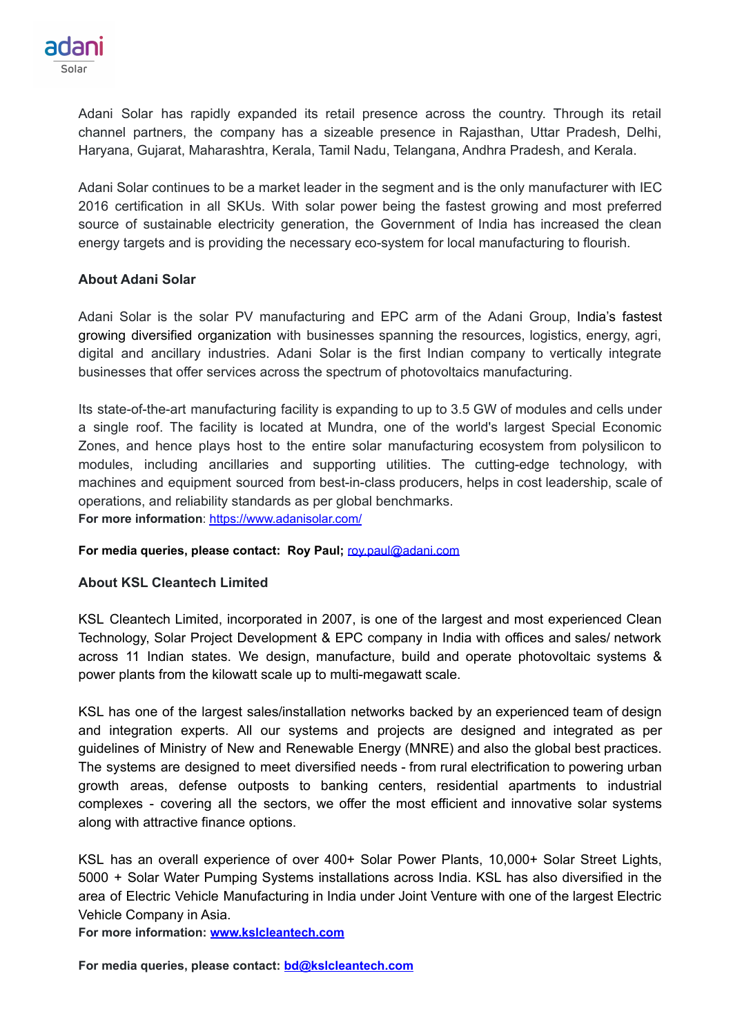Adani Solar has rapidly expanded its retail presence across the country. Through its retail channel partners, the company has a sizeable presence in Rajasthan, Uttar Pradesh, Delhi, Haryana, Gujarat, Maharashtra, Kerala, Tamil Nadu, Telangana, Andhra Pradesh, and Kerala.

Adani Solar continues to be a market leader in the segment and is the only manufacturer with IEC 2016 certification in all SKUs. With solar power being the fastest growing and most preferred source of sustainable electricity generation, the Government of India has increased the clean energy targets and is providing the necessary eco-system for local manufacturing to flourish.

**About Adani Solar**

Adani Solar is the solar PV manufacturing and EPC arm of the Adani Group, India's fastest growing diversified organization with businesses spanning the resources, logistics, energy, agri, digital and ancillary industries. Adani Solar is the first Indian company to vertically integrate businesses that offer services across the spectrum of photovoltaics manufacturing.

Its state-of-the-art manufacturing facility is expanding to up to 3.5 GW of modules and cells under a single roof. The facility is located at Mundra, one of the world's largest Special Economic Zones, and hence plays host to the entire solar manufacturing ecosystem from polysilicon to modules, including ancillaries and supporting utilities. The cutting-edge technology, with machines and equipment sourced from best-in-class producers, helps in cost leadership, scale of operations, and reliability standards as per global benchmarks.
**For more information**: https://www.adanisolar.com/

**For media queries, please contact: Roy Paul;** roy.paul@adani.com

**About KSL Cleantech Limited**

KSL Cleantech Limited, incorporated in 2007, is one of the largest and most experienced Clean Technology, Solar Project Development & EPC company in India with offices and sales/ network across 11 Indian states. We design, manufacture, build and operate photovoltaic systems & power plants from the kilowatt scale up to multi-megawatt scale.

KSL has one of the largest sales/installation networks backed by an experienced team of design and integration experts. All our systems and projects are designed and integrated as per guidelines of Ministry of New and Renewable Energy (MNRE) and also the global best practices. The systems are designed to meet diversified needs - from rural electrification to powering urban growth areas, defense outposts to banking centers, residential apartments to industrial complexes - covering all the sectors, we offer the most efficient and innovative solar systems along with attractive finance options.

KSL has an overall experience of over 400+ Solar Power Plants, 10,000+ Solar Street Lights, 5000 + Solar Water Pumping Systems installations across India. KSL has also diversified in the area of Electric Vehicle Manufacturing in India under Joint Venture with one of the largest Electric Vehicle Company in Asia.
**For more information: www.kslcleantech.com**

**For media queries, please contact: bd@kslcleantech.com**